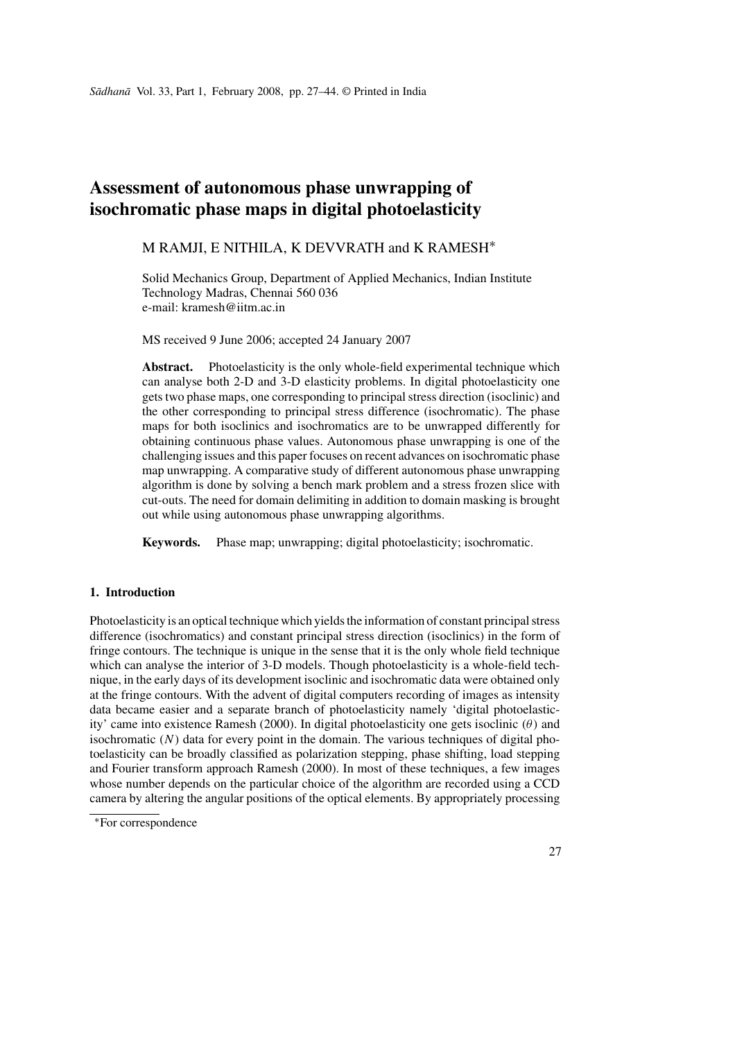# Assessment of autonomous phase unwrapping of isochromatic phase maps in digital photoelasticity

M RAMJI, E NITHILA, K DEVVRATH and K RAMESH*

Solid Mechanics Group, Department of Applied Mechanics, Indian Institute Technology Madras, Chennai 560 036
e-mail: kramesh@iitm.ac.in

MS received 9 June 2006; accepted 24 January 2007

**Abstract.** Photoelasticity is the only whole-field experimental technique which can analyse both 2-D and 3-D elasticity problems. In digital photoelasticity one gets two phase maps, one corresponding to principal stress direction (isoclinic) and the other corresponding to principal stress difference (isochromatic). The phase maps for both isoclinics and isochromatics are to be unwrapped differently for obtaining continuous phase values. Autonomous phase unwrapping is one of the challenging issues and this paper focuses on recent advances on isochromatic phase map unwrapping. A comparative study of different autonomous phase unwrapping algorithm is done by solving a bench mark problem and a stress frozen slice with cut-outs. The need for domain delimiting in addition to domain masking is brought out while using autonomous phase unwrapping algorithms.

**Keywords.** Phase map; unwrapping; digital photoelasticity; isochromatic.

## 1. Introduction

Photoelasticity is an optical technique which yields the information of constant principal stress difference (isochromatics) and constant principal stress direction (isoclinics) in the form of fringe contours. The technique is unique in the sense that it is the only whole field technique which can analyse the interior of 3-D models. Though photoelasticity is a whole-field technique, in the early days of its development isoclinic and isochromatic data were obtained only at the fringe contours. With the advent of digital computers recording of images as intensity data became easier and a separate branch of photoelasticity namely 'digital photoelasticity' came into existence Ramesh (2000). In digital photoelasticity one gets isoclinic ($\theta$) and isochromatic ($N$) data for every point in the domain. The various techniques of digital photoelasticity can be broadly classified as polarization stepping, phase shifting, load stepping and Fourier transform approach Ramesh (2000). In most of these techniques, a few images whose number depends on the particular choice of the algorithm are recorded using a CCD camera by altering the angular positions of the optical elements. By appropriately processing

*For correspondence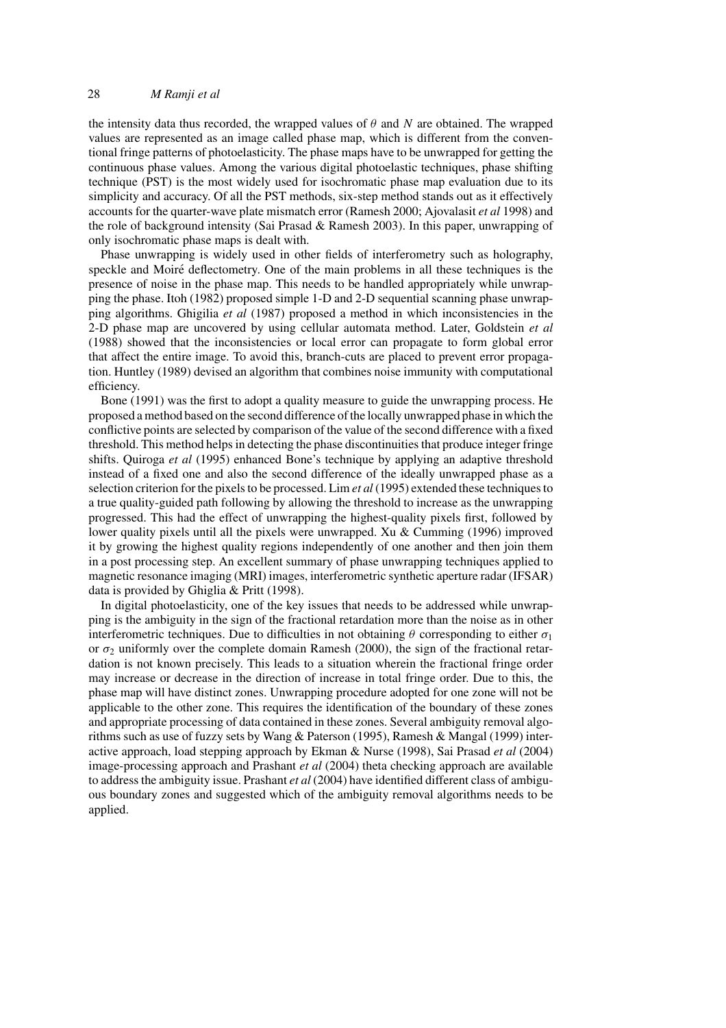the intensity data thus recorded, the wrapped values of $\theta$ and $N$ are obtained. The wrapped values are represented as an image called phase map, which is different from the conventional fringe patterns of photoelasticity. The phase maps have to be unwrapped for getting the continuous phase values. Among the various digital photoelastic techniques, phase shifting technique (PST) is the most widely used for isochromatic phase map evaluation due to its simplicity and accuracy. Of all the PST methods, six-step method stands out as it effectively accounts for the quarter-wave plate mismatch error (Ramesh 2000; Ajovalasit *et al* 1998) and the role of background intensity (Sai Prasad & Ramesh 2003). In this paper, unwrapping of only isochromatic phase maps is dealt with.

Phase unwrapping is widely used in other fields of interferometry such as holography, speckle and Moiré deflectometry. One of the main problems in all these techniques is the presence of noise in the phase map. This needs to be handled appropriately while unwrapping the phase. Itoh (1982) proposed simple 1-D and 2-D sequential scanning phase unwrapping algorithms. Ghigilia *et al* (1987) proposed a method in which inconsistencies in the 2-D phase map are uncovered by using cellular automata method. Later, Goldstein *et al* (1988) showed that the inconsistencies or local error can propagate to form global error that affect the entire image. To avoid this, branch-cuts are placed to prevent error propagation. Huntley (1989) devised an algorithm that combines noise immunity with computational efficiency.

Bone (1991) was the first to adopt a quality measure to guide the unwrapping process. He proposed a method based on the second difference of the locally unwrapped phase in which the conflictive points are selected by comparison of the value of the second difference with a fixed threshold. This method helps in detecting the phase discontinuities that produce integer fringe shifts. Quiroga *et al* (1995) enhanced Bone's technique by applying an adaptive threshold instead of a fixed one and also the second difference of the ideally unwrapped phase as a selection criterion for the pixels to be processed. Lim *et al* (1995) extended these techniques to a true quality-guided path following by allowing the threshold to increase as the unwrapping progressed. This had the effect of unwrapping the highest-quality pixels first, followed by lower quality pixels until all the pixels were unwrapped. Xu & Cumming (1996) improved it by growing the highest quality regions independently of one another and then join them in a post processing step. An excellent summary of phase unwrapping techniques applied to magnetic resonance imaging (MRI) images, interferometric synthetic aperture radar (IFSAR) data is provided by Ghiglia & Pritt (1998).

In digital photoelasticity, one of the key issues that needs to be addressed while unwrapping is the ambiguity in the sign of the fractional retardation more than the noise as in other interferometric techniques. Due to difficulties in not obtaining $\theta$ corresponding to either $\sigma_1$ or $\sigma_2$ uniformly over the complete domain Ramesh (2000), the sign of the fractional retardation is not known precisely. This leads to a situation wherein the fractional fringe order may increase or decrease in the direction of increase in total fringe order. Due to this, the phase map will have distinct zones. Unwrapping procedure adopted for one zone will not be applicable to the other zone. This requires the identification of the boundary of these zones and appropriate processing of data contained in these zones. Several ambiguity removal algorithms such as use of fuzzy sets by Wang & Paterson (1995), Ramesh & Mangal (1999) interactive approach, load stepping approach by Ekman & Nurse (1998), Sai Prasad *et al* (2004) image-processing approach and Prashant *et al* (2004) theta checking approach are available to address the ambiguity issue. Prashant *et al* (2004) have identified different class of ambiguous boundary zones and suggested which of the ambiguity removal algorithms needs to be applied.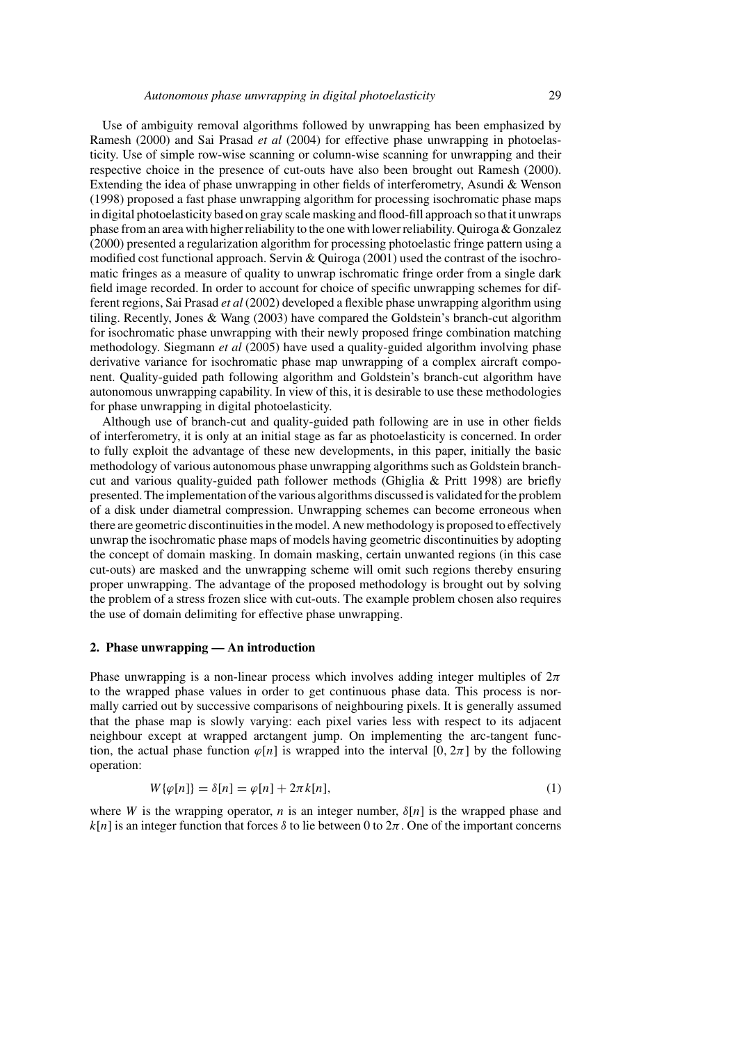Use of ambiguity removal algorithms followed by unwrapping has been emphasized by Ramesh (2000) and Sai Prasad *et al* (2004) for effective phase unwrapping in photoelasticity. Use of simple row-wise scanning or column-wise scanning for unwrapping and their respective choice in the presence of cut-outs have also been brought out Ramesh (2000). Extending the idea of phase unwrapping in other fields of interferometry, Asundi & Wenson (1998) proposed a fast phase unwrapping algorithm for processing isochromatic phase maps in digital photoelasticity based on gray scale masking and flood-fill approach so that it unwraps phase from an area with higher reliability to the one with lower reliability. Quiroga & Gonzalez (2000) presented a regularization algorithm for processing photoelastic fringe pattern using a modified cost functional approach. Servin & Quiroga (2001) used the contrast of the isochromatic fringes as a measure of quality to unwrap ischromatic fringe order from a single dark field image recorded. In order to account for choice of specific unwrapping schemes for different regions, Sai Prasad *et al* (2002) developed a flexible phase unwrapping algorithm using tiling. Recently, Jones & Wang (2003) have compared the Goldstein's branch-cut algorithm for isochromatic phase unwrapping with their newly proposed fringe combination matching methodology. Siegmann *et al* (2005) have used a quality-guided algorithm involving phase derivative variance for isochromatic phase map unwrapping of a complex aircraft component. Quality-guided path following algorithm and Goldstein's branch-cut algorithm have autonomous unwrapping capability. In view of this, it is desirable to use these methodologies for phase unwrapping in digital photoelasticity.

Although use of branch-cut and quality-guided path following are in use in other fields of interferometry, it is only at an initial stage as far as photoelasticity is concerned. In order to fully exploit the advantage of these new developments, in this paper, initially the basic methodology of various autonomous phase unwrapping algorithms such as Goldstein branch-cut and various quality-guided path follower methods (Ghiglia & Pritt 1998) are briefly presented. The implementation of the various algorithms discussed is validated for the problem of a disk under diametral compression. Unwrapping schemes can become erroneous when there are geometric discontinuities in the model. A new methodology is proposed to effectively unwrap the isochromatic phase maps of models having geometric discontinuities by adopting the concept of domain masking. In domain masking, certain unwanted regions (in this case cut-outs) are masked and the unwrapping scheme will omit such regions thereby ensuring proper unwrapping. The advantage of the proposed methodology is brought out by solving the problem of a stress frozen slice with cut-outs. The example problem chosen also requires the use of domain delimiting for effective phase unwrapping.

## 2. Phase unwrapping — An introduction

Phase unwrapping is a non-linear process which involves adding integer multiples of $2\pi$ to the wrapped phase values in order to get continuous phase data. This process is normally carried out by successive comparisons of neighbouring pixels. It is generally assumed that the phase map is slowly varying: each pixel varies less with respect to its adjacent neighbour except at wrapped arctangent jump. On implementing the arc-tangent function, the actual phase function $\varphi[n]$ is wrapped into the interval $[0, 2\pi]$ by the following operation:

$$W\{\varphi[n]\} = \delta[n] = \varphi[n] + 2\pi k[n], \tag{1}$$

where $W$ is the wrapping operator, $n$ is an integer number, $\delta[n]$ is the wrapped phase and $k[n]$ is an integer function that forces $\delta$ to lie between 0 to $2\pi$. One of the important concerns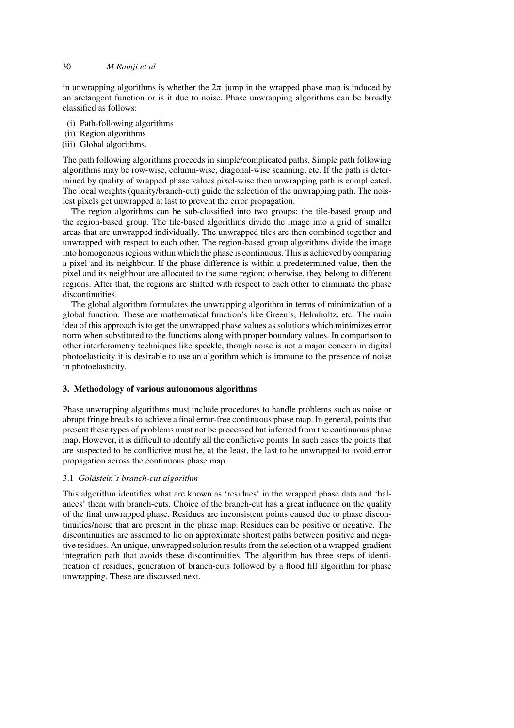in unwrapping algorithms is whether the $2\pi$ jump in the wrapped phase map is induced by an arctangent function or is it due to noise. Phase unwrapping algorithms can be broadly classified as follows:

(i) Path-following algorithms
(ii) Region algorithms
(iii) Global algorithms.

The path following algorithms proceeds in simple/complicated paths. Simple path following algorithms may be row-wise, column-wise, diagonal-wise scanning, etc. If the path is determined by quality of wrapped phase values pixel-wise then unwrapping path is complicated. The local weights (quality/branch-cut) guide the selection of the unwrapping path. The noisiest pixels get unwrapped at last to prevent the error propagation.

The region algorithms can be sub-classified into two groups: the tile-based group and the region-based group. The tile-based algorithms divide the image into a grid of smaller areas that are unwrapped individually. The unwrapped tiles are then combined together and unwrapped with respect to each other. The region-based group algorithms divide the image into homogenous regions within which the phase is continuous. This is achieved by comparing a pixel and its neighbour. If the phase difference is within a predetermined value, then the pixel and its neighbour are allocated to the same region; otherwise, they belong to different regions. After that, the regions are shifted with respect to each other to eliminate the phase discontinuities.

The global algorithm formulates the unwrapping algorithm in terms of minimization of a global function. These are mathematical function's like Green's, Helmholtz, etc. The main idea of this approach is to get the unwrapped phase values as solutions which minimizes error norm when substituted to the functions along with proper boundary values. In comparison to other interferometry techniques like speckle, though noise is not a major concern in digital photoelasticity it is desirable to use an algorithm which is immune to the presence of noise in photoelasticity.

## 3. Methodology of various autonomous algorithms

Phase unwrapping algorithms must include procedures to handle problems such as noise or abrupt fringe breaks to achieve a final error-free continuous phase map. In general, points that present these types of problems must not be processed but inferred from the continuous phase map. However, it is difficult to identify all the conflictive points. In such cases the points that are suspected to be conflictive must be, at the least, the last to be unwrapped to avoid error propagation across the continuous phase map.

### 3.1 *Goldstein's branch-cut algorithm*

This algorithm identifies what are known as 'residues' in the wrapped phase data and 'balances' them with branch-cuts. Choice of the branch-cut has a great influence on the quality of the final unwrapped phase. Residues are inconsistent points caused due to phase discontinuities/noise that are present in the phase map. Residues can be positive or negative. The discontinuities are assumed to lie on approximate shortest paths between positive and negative residues. An unique, unwrapped solution results from the selection of a wrapped-gradient integration path that avoids these discontinuities. The algorithm has three steps of identification of residues, generation of branch-cuts followed by a flood fill algorithm for phase unwrapping. These are discussed next.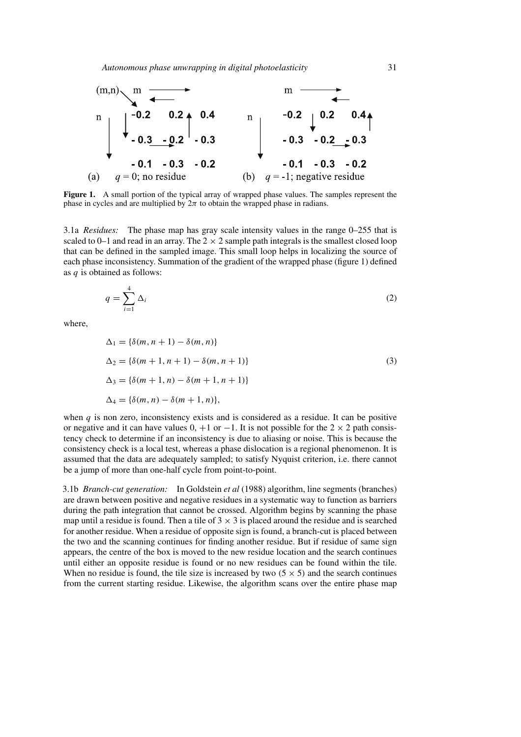| (m,n) | m → | | |
|---|---|---|---|
| n ↓ | -0.2 | 0.2 | 0.4 |
| | - 0.3 | - 0.2 | - 0.3 |
| | - 0.1 | - 0.3 | - 0.2 |

(a) $q = 0$; no residue

| | m → | | |
|---|---|---|---|
| n ↓ | -0.2 | 0.2 | 0.4 |
| | - 0.3 | - 0.2 | - 0.3 |
| | - 0.1 | - 0.3 | - 0.2 |

(b) $q = -1$; negative residue

**Figure 1.** A small portion of the typical array of wrapped phase values. The samples represent the phase in cycles and are multiplied by $2\pi$ to obtain the wrapped phase in radians.

3.1a *Residues:* The phase map has gray scale intensity values in the range 0–255 that is scaled to 0–1 and read in an array. The $2 \times 2$ sample path integrals is the smallest closed loop that can be defined in the sampled image. This small loop helps in localizing the source of each phase inconsistency. Summation of the gradient of the wrapped phase (figure 1) defined as $q$ is obtained as follows:

$$q = \sum_{i=1}^{4} \Delta_i \tag{2}$$

where,

$$\begin{aligned}
\Delta_1 &= \{\delta(m, n+1) - \delta(m, n)\} \\
\Delta_2 &= \{\delta(m+1, n+1) - \delta(m, n+1)\} \\
\Delta_3 &= \{\delta(m+1, n) - \delta(m+1, n+1)\} \\
\Delta_4 &= \{\delta(m, n) - \delta(m+1, n)\},
\end{aligned} \tag{3}$$

when $q$ is non zero, inconsistency exists and is considered as a residue. It can be positive or negative and it can have values 0, +1 or −1. It is not possible for the $2 \times 2$ path consistency check to determine if an inconsistency is due to aliasing or noise. This is because the consistency check is a local test, whereas a phase dislocation is a regional phenomenon. It is assumed that the data are adequately sampled; to satisfy Nyquist criterion, i.e. there cannot be a jump of more than one-half cycle from point-to-point.

3.1b *Branch-cut generation:* In Goldstein *et al* (1988) algorithm, line segments (branches) are drawn between positive and negative residues in a systematic way to function as barriers during the path integration that cannot be crossed. Algorithm begins by scanning the phase map until a residue is found. Then a tile of $3 \times 3$ is placed around the residue and is searched for another residue. When a residue of opposite sign is found, a branch-cut is placed between the two and the scanning continues for finding another residue. But if residue of same sign appears, the centre of the box is moved to the new residue location and the search continues until either an opposite residue is found or no new residues can be found within the tile. When no residue is found, the tile size is increased by two ($5 \times 5$) and the search continues from the current starting residue. Likewise, the algorithm scans over the entire phase map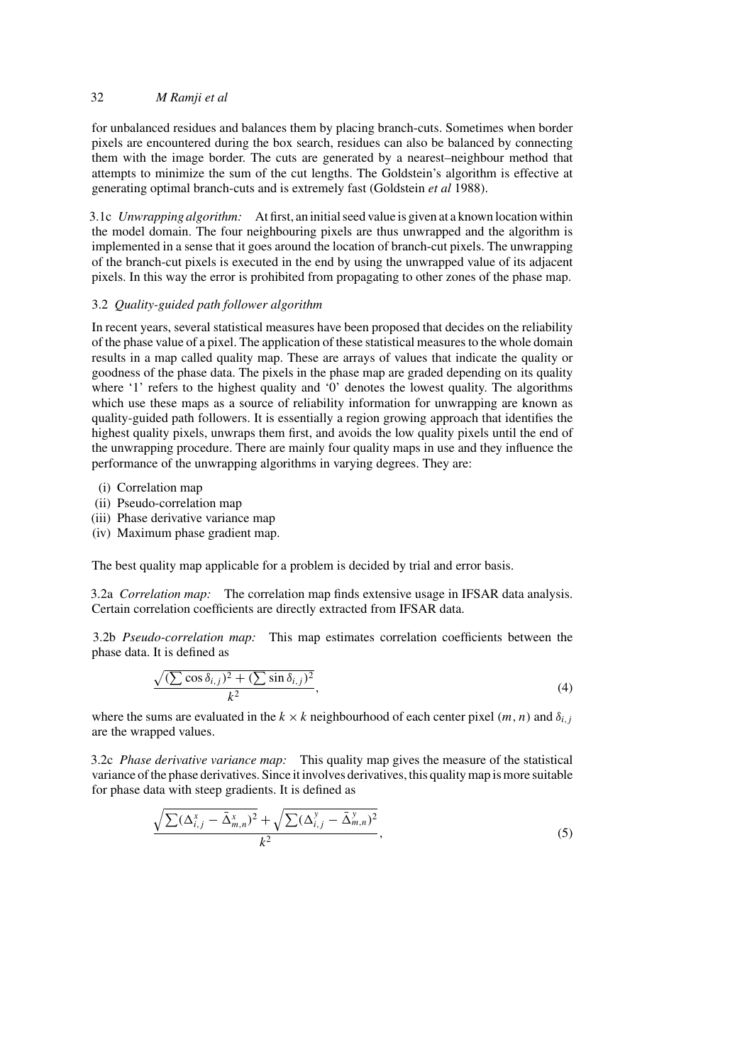for unbalanced residues and balances them by placing branch-cuts. Sometimes when border pixels are encountered during the box search, residues can also be balanced by connecting them with the image border. The cuts are generated by a nearest–neighbour method that attempts to minimize the sum of the cut lengths. The Goldstein's algorithm is effective at generating optimal branch-cuts and is extremely fast (Goldstein *et al* 1988).

3.1c *Unwrapping algorithm:* At first, an initial seed value is given at a known location within the model domain. The four neighbouring pixels are thus unwrapped and the algorithm is implemented in a sense that it goes around the location of branch-cut pixels. The unwrapping of the branch-cut pixels is executed in the end by using the unwrapped value of its adjacent pixels. In this way the error is prohibited from propagating to other zones of the phase map.

### 3.2 *Quality-guided path follower algorithm*

In recent years, several statistical measures have been proposed that decides on the reliability of the phase value of a pixel. The application of these statistical measures to the whole domain results in a map called quality map. These are arrays of values that indicate the quality or goodness of the phase data. The pixels in the phase map are graded depending on its quality where '1' refers to the highest quality and '0' denotes the lowest quality. The algorithms which use these maps as a source of reliability information for unwrapping are known as quality-guided path followers. It is essentially a region growing approach that identifies the highest quality pixels, unwraps them first, and avoids the low quality pixels until the end of the unwrapping procedure. There are mainly four quality maps in use and they influence the performance of the unwrapping algorithms in varying degrees. They are:

(i) Correlation map
(ii) Pseudo-correlation map
(iii) Phase derivative variance map
(iv) Maximum phase gradient map.

The best quality map applicable for a problem is decided by trial and error basis.

3.2a *Correlation map:* The correlation map finds extensive usage in IFSAR data analysis. Certain correlation coefficients are directly extracted from IFSAR data.

3.2b *Pseudo-correlation map:* This map estimates correlation coefficients between the phase data. It is defined as

$$\frac{\sqrt{(\sum \cos \delta_{i,j})^2 + (\sum \sin \delta_{i,j})^2}}{k^2}, \tag{4}$$

where the sums are evaluated in the $k \times k$ neighbourhood of each center pixel $(m, n)$ and $\delta_{i,j}$ are the wrapped values.

3.2c *Phase derivative variance map:* This quality map gives the measure of the statistical variance of the phase derivatives. Since it involves derivatives, this quality map is more suitable for phase data with steep gradients. It is defined as

$$\frac{\sqrt{\sum(\Delta^x_{i,j} - \bar{\Delta}^x_{m,n})^2} + \sqrt{\sum(\Delta^y_{i,j} - \bar{\Delta}^y_{m,n})^2}}{k^2}, \tag{5}$$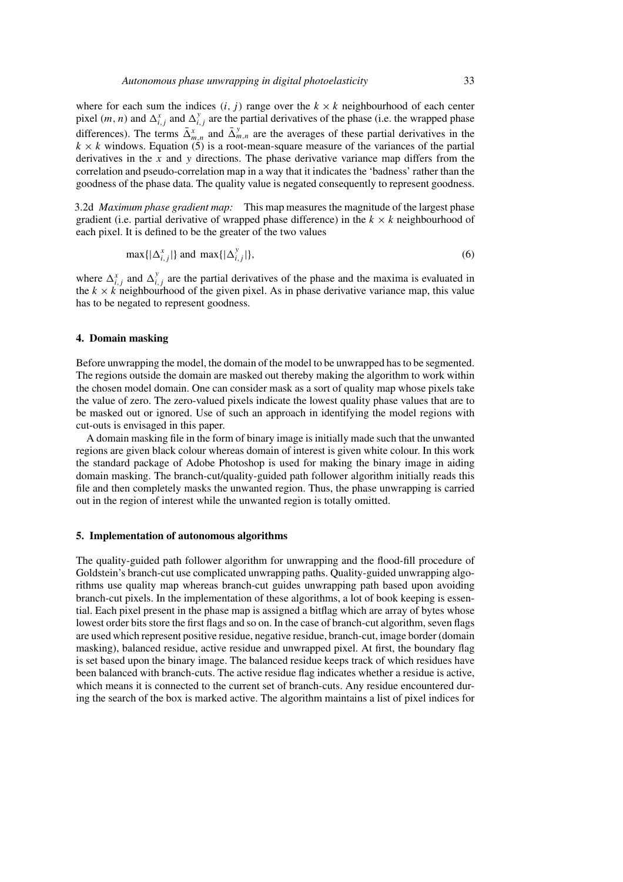where for each sum the indices $(i, j)$ range over the $k \times k$ neighbourhood of each center pixel $(m, n)$ and $\Delta_{i,j}^{x}$ and $\Delta_{i,j}^{y}$ are the partial derivatives of the phase (i.e. the wrapped phase differences). The terms $\bar{\Delta}_{m,n}^{x}$ and $\bar{\Delta}_{m,n}^{y}$ are the averages of these partial derivatives in the $k \times k$ windows. Equation (5) is a root-mean-square measure of the variances of the partial derivatives in the $x$ and $y$ directions. The phase derivative variance map differs from the correlation and pseudo-correlation map in a way that it indicates the 'badness' rather than the goodness of the phase data. The quality value is negated consequently to represent goodness.

3.2d *Maximum phase gradient map:* This map measures the magnitude of the largest phase gradient (i.e. partial derivative of wrapped phase difference) in the $k \times k$ neighbourhood of each pixel. It is defined to be the greater of the two values

$$\max\{|\Delta_{i,j}^{x}|\} \text{ and } \max\{|\Delta_{i,j}^{y}|\}, \tag{6}$$

where $\Delta_{i,j}^{x}$ and $\Delta_{i,j}^{y}$ are the partial derivatives of the phase and the maxima is evaluated in the $k \times k$ neighbourhood of the given pixel. As in phase derivative variance map, this value has to be negated to represent goodness.

## 4. Domain masking

Before unwrapping the model, the domain of the model to be unwrapped has to be segmented. The regions outside the domain are masked out thereby making the algorithm to work within the chosen model domain. One can consider mask as a sort of quality map whose pixels take the value of zero. The zero-valued pixels indicate the lowest quality phase values that are to be masked out or ignored. Use of such an approach in identifying the model regions with cut-outs is envisaged in this paper.

A domain masking file in the form of binary image is initially made such that the unwanted regions are given black colour whereas domain of interest is given white colour. In this work the standard package of Adobe Photoshop is used for making the binary image in aiding domain masking. The branch-cut/quality-guided path follower algorithm initially reads this file and then completely masks the unwanted region. Thus, the phase unwrapping is carried out in the region of interest while the unwanted region is totally omitted.

## 5. Implementation of autonomous algorithms

The quality-guided path follower algorithm for unwrapping and the flood-fill procedure of Goldstein's branch-cut use complicated unwrapping paths. Quality-guided unwrapping algorithms use quality map whereas branch-cut guides unwrapping path based upon avoiding branch-cut pixels. In the implementation of these algorithms, a lot of book keeping is essential. Each pixel present in the phase map is assigned a bitflag which are array of bytes whose lowest order bits store the first flags and so on. In the case of branch-cut algorithm, seven flags are used which represent positive residue, negative residue, branch-cut, image border (domain masking), balanced residue, active residue and unwrapped pixel. At first, the boundary flag is set based upon the binary image. The balanced residue keeps track of which residues have been balanced with branch-cuts. The active residue flag indicates whether a residue is active, which means it is connected to the current set of branch-cuts. Any residue encountered during the search of the box is marked active. The algorithm maintains a list of pixel indices for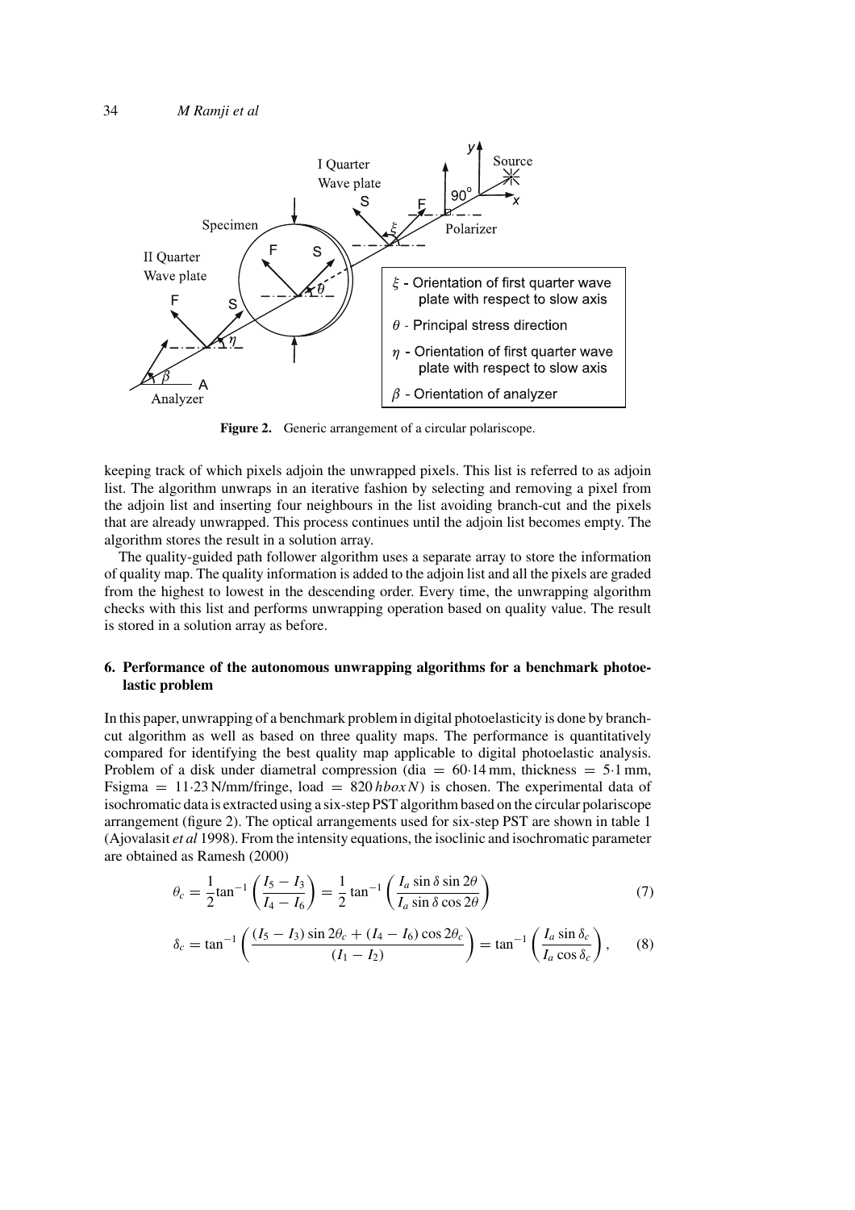Figure 2. Generic arrangement of a circular polariscope.

keeping track of which pixels adjoin the unwrapped pixels. This list is referred to as adjoin list. The algorithm unwraps in an iterative fashion by selecting and removing a pixel from the adjoin list and inserting four neighbours in the list avoiding branch-cut and the pixels that are already unwrapped. This process continues until the adjoin list becomes empty. The algorithm stores the result in a solution array.

The quality-guided path follower algorithm uses a separate array to store the information of quality map. The quality information is added to the adjoin list and all the pixels are graded from the highest to lowest in the descending order. Every time, the unwrapping algorithm checks with this list and performs unwrapping operation based on quality value. The result is stored in a solution array as before.

## 6. Performance of the autonomous unwrapping algorithms for a benchmark photoelastic problem

In this paper, unwrapping of a benchmark problem in digital photoelasticity is done by branch-cut algorithm as well as based on three quality maps. The performance is quantitatively compared for identifying the best quality map applicable to digital photoelastic analysis. Problem of a disk under diametral compression (dia = 60·14 mm, thickness = 5·1 mm, Fsigma = 11·23 N/mm/fringe, load = 820 *hboxN*) is chosen. The experimental data of isochromatic data is extracted using a six-step PST algorithm based on the circular polariscope arrangement (figure 2). The optical arrangements used for six-step PST are shown in table 1 (Ajovalasit *et al* 1998). From the intensity equations, the isoclinic and isochromatic parameter are obtained as Ramesh (2000)

$$\theta_c = \frac{1}{2}\tan^{-1}\left(\frac{I_5 - I_3}{I_4 - I_6}\right) = \frac{1}{2}\tan^{-1}\left(\frac{I_a \sin\delta \sin 2\theta}{I_a \sin\delta \cos 2\theta}\right) \tag{7}$$

$$\delta_c = \tan^{-1}\left(\frac{(I_5 - I_3)\sin 2\theta_c + (I_4 - I_6)\cos 2\theta_c}{(I_1 - I_2)}\right) = \tan^{-1}\left(\frac{I_a \sin\delta_c}{I_a \cos\delta_c}\right), \tag{8}$$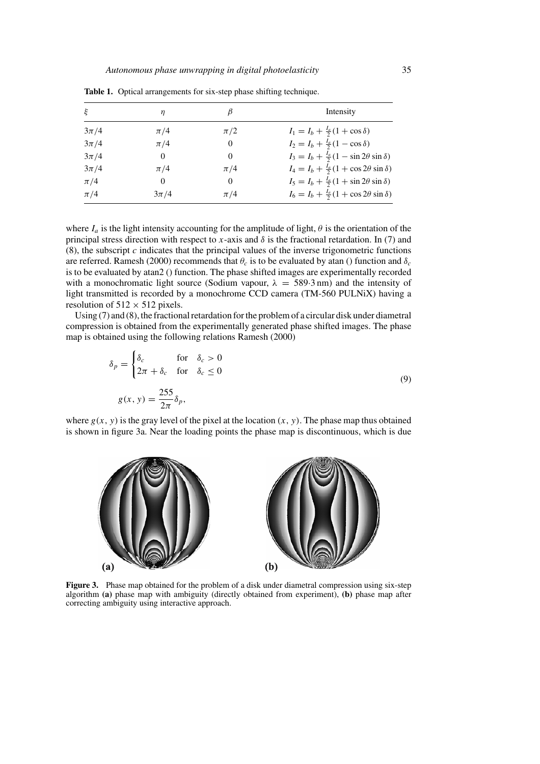**Table 1.** Optical arrangements for six-step phase shifting technique.

| $\xi$ | $\eta$ | $\beta$ | Intensity |
|---|---|---|---|
| $3\pi/4$ | $\pi/4$ | $\pi/2$ | $I_1 = I_b + \frac{I_a}{2}(1 + \cos\delta)$ |
| $3\pi/4$ | $\pi/4$ | $0$ | $I_2 = I_b + \frac{I_a}{2}(1 - \cos\delta)$ |
| $3\pi/4$ | $0$ | $0$ | $I_3 = I_b + \frac{I_a}{2}(1 - \sin 2\theta \sin\delta)$ |
| $3\pi/4$ | $\pi/4$ | $\pi/4$ | $I_4 = I_b + \frac{I_a}{2}(1 + \cos 2\theta \sin\delta)$ |
| $\pi/4$ | $0$ | $0$ | $I_5 = I_b + \frac{I_a}{2}(1 + \sin 2\theta \sin\delta)$ |
| $\pi/4$ | $3\pi/4$ | $\pi/4$ | $I_6 = I_b + \frac{I_a}{2}(1 + \cos 2\theta \sin\delta)$ |

where $I_a$ is the light intensity accounting for the amplitude of light, $\theta$ is the orientation of the principal stress direction with respect to $x$-axis and $\delta$ is the fractional retardation. In (7) and (8), the subscript $c$ indicates that the principal values of the inverse trigonometric functions are referred. Ramesh (2000) recommends that $\theta_c$ is to be evaluated by atan () function and $\delta_c$ is to be evaluated by atan2 () function. The phase shifted images are experimentally recorded with a monochromatic light source (Sodium vapour, $\lambda = 589{\cdot}3$ nm) and the intensity of light transmitted is recorded by a monochrome CCD camera (TM-560 PULNiX) having a resolution of $512 \times 512$ pixels.

Using (7) and (8), the fractional retardation for the problem of a circular disk under diametral compression is obtained from the experimentally generated phase shifted images. The phase map is obtained using the following relations Ramesh (2000)

$$\delta_p = \begin{cases} \delta_c & \text{for} \quad \delta_c > 0 \\ 2\pi + \delta_c & \text{for} \quad \delta_c \leq 0 \end{cases}$$

$$g(x, y) = \frac{255}{2\pi}\delta_p, \tag{9}$$

where $g(x, y)$ is the gray level of the pixel at the location $(x, y)$. The phase map thus obtained is shown in figure 3a. Near the loading points the phase map is discontinuous, which is due

**Figure 3.** Phase map obtained for the problem of a disk under diametral compression using six-step algorithm **(a)** phase map with ambiguity (directly obtained from experiment), **(b)** phase map after correcting ambiguity using interactive approach.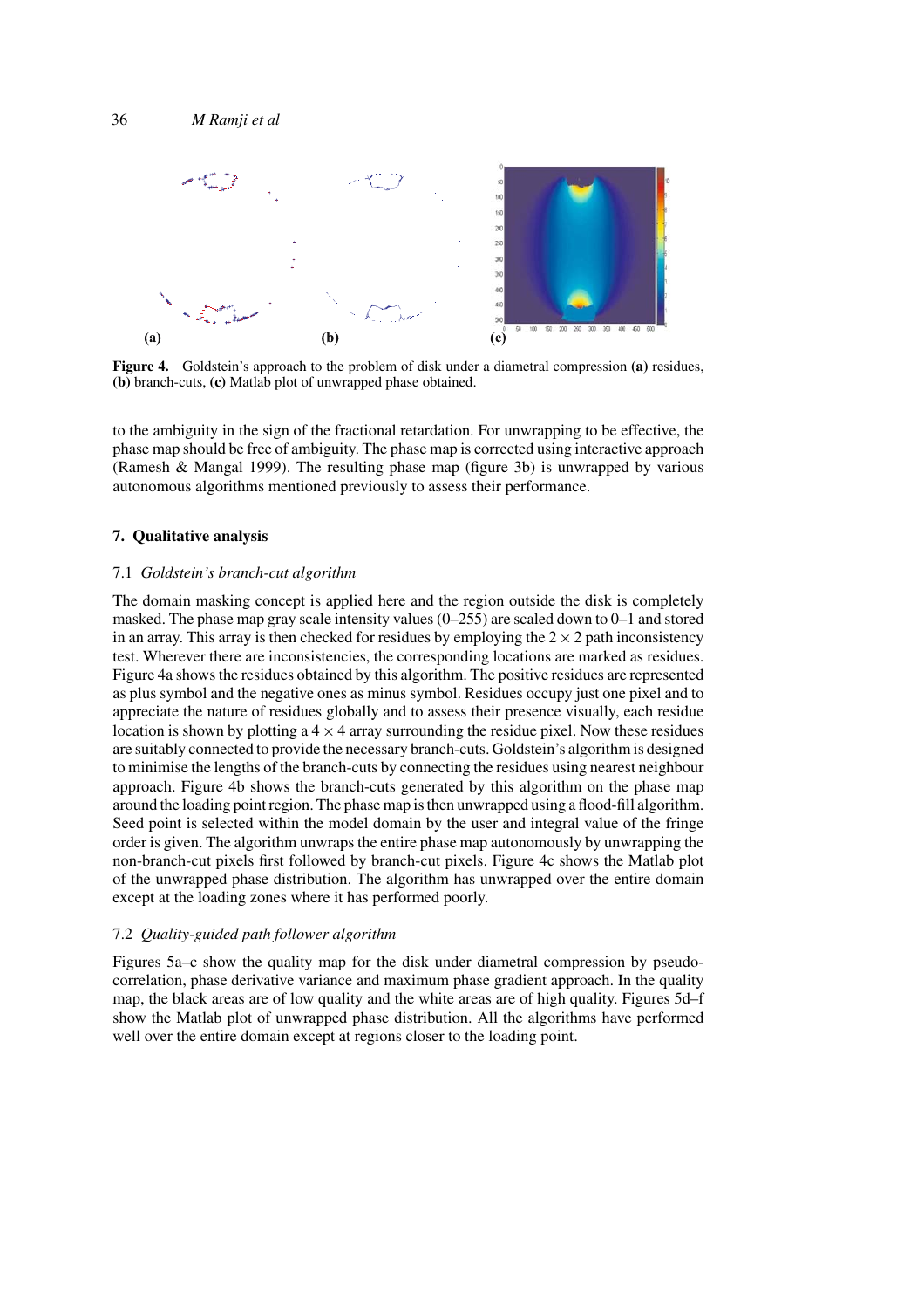**Figure 4.** Goldstein's approach to the problem of disk under a diametral compression **(a)** residues, **(b)** branch-cuts, **(c)** Matlab plot of unwrapped phase obtained.

to the ambiguity in the sign of the fractional retardation. For unwrapping to be effective, the phase map should be free of ambiguity. The phase map is corrected using interactive approach (Ramesh & Mangal 1999). The resulting phase map (figure 3b) is unwrapped by various autonomous algorithms mentioned previously to assess their performance.

## 7. Qualitative analysis

### 7.1 *Goldstein's branch-cut algorithm*

The domain masking concept is applied here and the region outside the disk is completely masked. The phase map gray scale intensity values (0–255) are scaled down to 0–1 and stored in an array. This array is then checked for residues by employing the $2 \times 2$ path inconsistency test. Wherever there are inconsistencies, the corresponding locations are marked as residues. Figure 4a shows the residues obtained by this algorithm. The positive residues are represented as plus symbol and the negative ones as minus symbol. Residues occupy just one pixel and to appreciate the nature of residues globally and to assess their presence visually, each residue location is shown by plotting a $4 \times 4$ array surrounding the residue pixel. Now these residues are suitably connected to provide the necessary branch-cuts. Goldstein's algorithm is designed to minimise the lengths of the branch-cuts by connecting the residues using nearest neighbour approach. Figure 4b shows the branch-cuts generated by this algorithm on the phase map around the loading point region. The phase map is then unwrapped using a flood-fill algorithm. Seed point is selected within the model domain by the user and integral value of the fringe order is given. The algorithm unwraps the entire phase map autonomously by unwrapping the non-branch-cut pixels first followed by branch-cut pixels. Figure 4c shows the Matlab plot of the unwrapped phase distribution. The algorithm has unwrapped over the entire domain except at the loading zones where it has performed poorly.

### 7.2 *Quality-guided path follower algorithm*

Figures 5a–c show the quality map for the disk under diametral compression by pseudo-correlation, phase derivative variance and maximum phase gradient approach. In the quality map, the black areas are of low quality and the white areas are of high quality. Figures 5d–f show the Matlab plot of unwrapped phase distribution. All the algorithms have performed well over the entire domain except at regions closer to the loading point.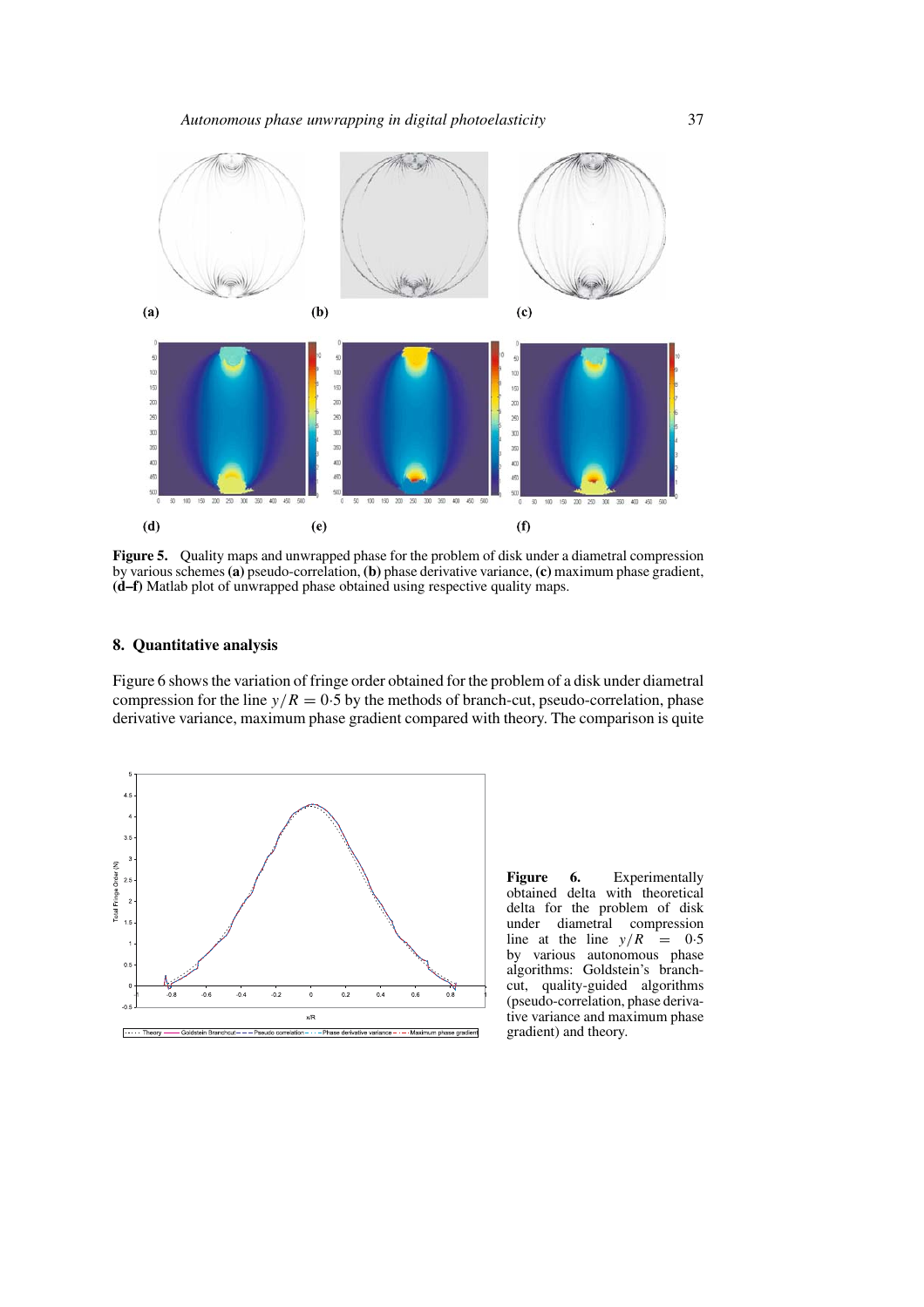**Figure 5.** Quality maps and unwrapped phase for the problem of disk under a diametral compression by various schemes **(a)** pseudo-correlation, **(b)** phase derivative variance, **(c)** maximum phase gradient, **(d–f)** Matlab plot of unwrapped phase obtained using respective quality maps.

## 8. Quantitative analysis

Figure 6 shows the variation of fringe order obtained for the problem of a disk under diametral compression for the line $y/R = 0{\cdot}5$ by the methods of branch-cut, pseudo-correlation, phase derivative variance, maximum phase gradient compared with theory. The comparison is quite

**Figure 6.** Experimentally obtained delta with theoretical delta for the problem of disk under diametral compression line at the line $y/R = 0{\cdot}5$ by various autonomous phase algorithms: Goldstein's branch-cut, quality-guided algorithms (pseudo-correlation, phase derivative variance and maximum phase gradient) and theory.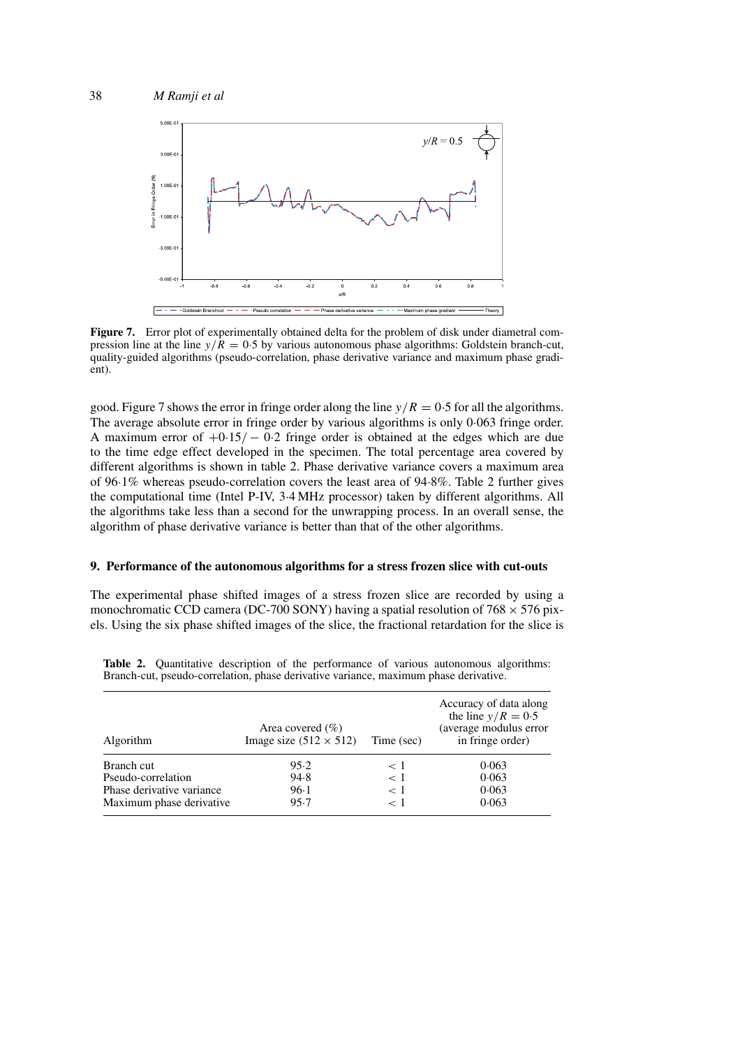**Figure 7.** Error plot of experimentally obtained delta for the problem of disk under diametral compression line at the line $y/R = 0{\cdot}5$ by various autonomous phase algorithms: Goldstein branch-cut, quality-guided algorithms (pseudo-correlation, phase derivative variance and maximum phase gradient).

good. Figure 7 shows the error in fringe order along the line $y/R = 0{\cdot}5$ for all the algorithms. The average absolute error in fringe order by various algorithms is only 0·063 fringe order. A maximum error of $+0{\cdot}15/-0{\cdot}2$ fringe order is obtained at the edges which are due to the time edge effect developed in the specimen. The total percentage area covered by different algorithms is shown in table 2. Phase derivative variance covers a maximum area of 96·1% whereas pseudo-correlation covers the least area of 94·8%. Table 2 further gives the computational time (Intel P-IV, 3·4 MHz processor) taken by different algorithms. All the algorithms take less than a second for the unwrapping process. In an overall sense, the algorithm of phase derivative variance is better than that of the other algorithms.

## 9. Performance of the autonomous algorithms for a stress frozen slice with cut-outs

The experimental phase shifted images of a stress frozen slice are recorded by using a monochromatic CCD camera (DC-700 SONY) having a spatial resolution of $768 \times 576$ pixels. Using the six phase shifted images of the slice, the fractional retardation for the slice is

**Table 2.** Quantitative description of the performance of various autonomous algorithms: Branch-cut, pseudo-correlation, phase derivative variance, maximum phase derivative.

| Algorithm | Area covered (%) Image size ($512 \times 512$) | Time (sec) | Accuracy of data along the line $y/R = 0{\cdot}5$ (average modulus error in fringe order) |
|---|---|---|---|
| Branch cut | 95·2 | $< 1$ | 0·063 |
| Pseudo-correlation | 94·8 | $< 1$ | 0·063 |
| Phase derivative variance | 96·1 | $< 1$ | 0·063 |
| Maximum phase derivative | 95·7 | $< 1$ | 0·063 |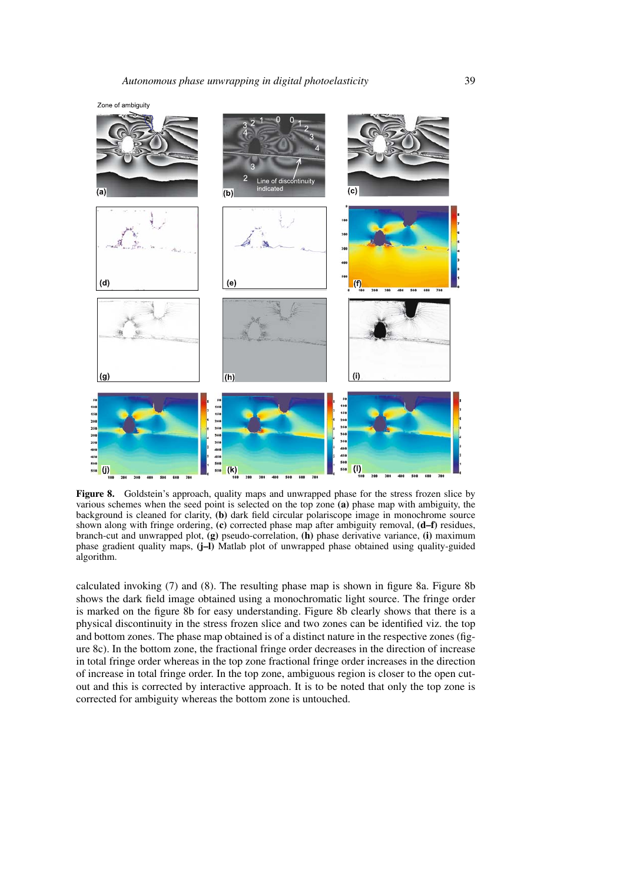**Figure 8.** Goldstein's approach, quality maps and unwrapped phase for the stress frozen slice by various schemes when the seed point is selected on the top zone **(a)** phase map with ambiguity, the background is cleaned for clarity, **(b)** dark field circular polariscope image in monochrome source shown along with fringe ordering, **(c)** corrected phase map after ambiguity removal, **(d–f)** residues, branch-cut and unwrapped plot, **(g)** pseudo-correlation, **(h)** phase derivative variance, **(i)** maximum phase gradient quality maps, **(j–l)** Matlab plot of unwrapped phase obtained using quality-guided algorithm.

calculated invoking (7) and (8). The resulting phase map is shown in figure 8a. Figure 8b shows the dark field image obtained using a monochromatic light source. The fringe order is marked on the figure 8b for easy understanding. Figure 8b clearly shows that there is a physical discontinuity in the stress frozen slice and two zones can be identified viz. the top and bottom zones. The phase map obtained is of a distinct nature in the respective zones (figure 8c). In the bottom zone, the fractional fringe order decreases in the direction of increase in total fringe order whereas in the top zone fractional fringe order increases in the direction of increase in total fringe order. In the top zone, ambiguous region is closer to the open cut-out and this is corrected by interactive approach. It is to be noted that only the top zone is corrected for ambiguity whereas the bottom zone is untouched.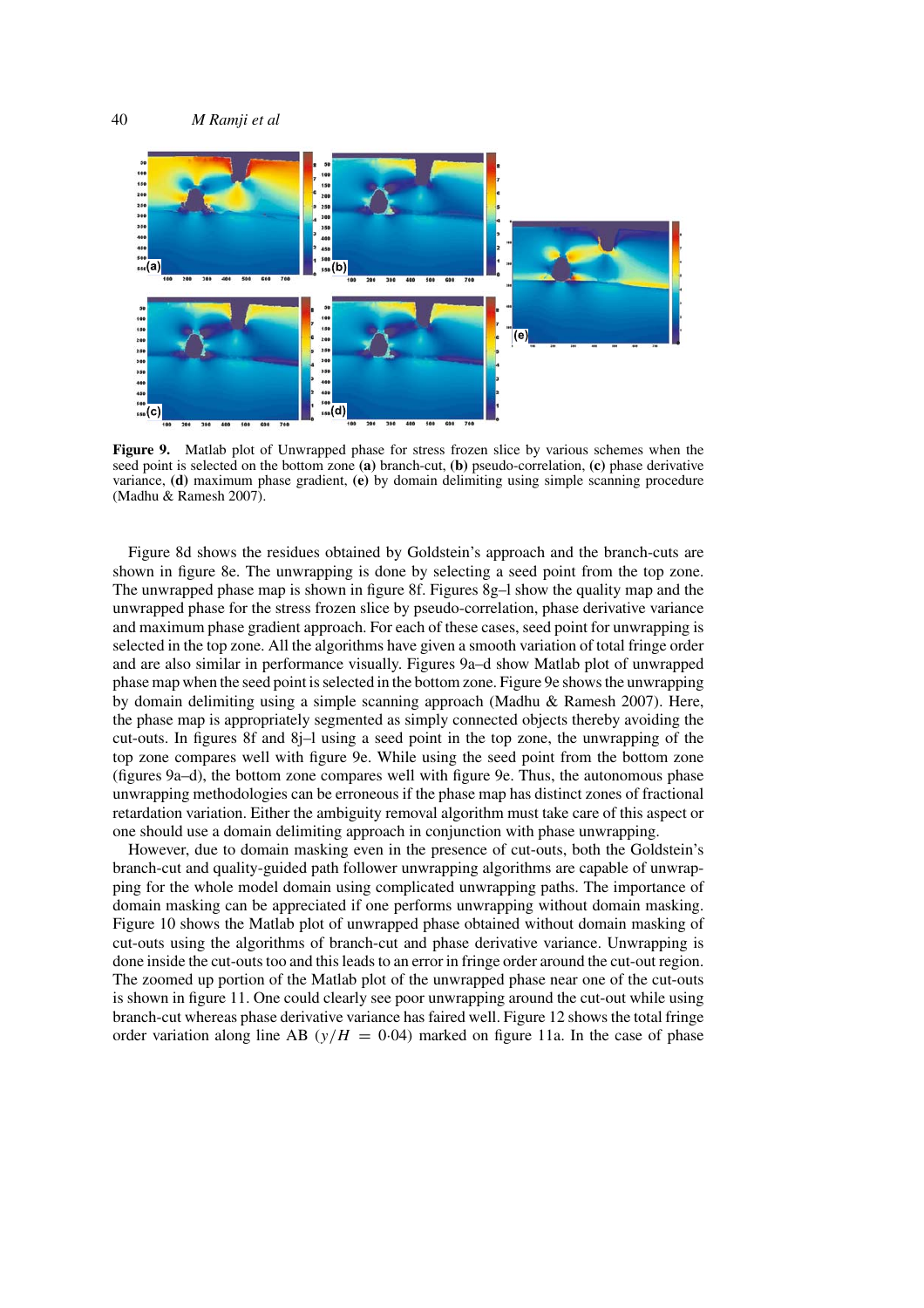**Figure 9.** Matlab plot of Unwrapped phase for stress frozen slice by various schemes when the seed point is selected on the bottom zone **(a)** branch-cut, **(b)** pseudo-correlation, **(c)** phase derivative variance, **(d)** maximum phase gradient, **(e)** by domain delimiting using simple scanning procedure (Madhu & Ramesh 2007).

Figure 8d shows the residues obtained by Goldstein's approach and the branch-cuts are shown in figure 8e. The unwrapping is done by selecting a seed point from the top zone. The unwrapped phase map is shown in figure 8f. Figures 8g–l show the quality map and the unwrapped phase for the stress frozen slice by pseudo-correlation, phase derivative variance and maximum phase gradient approach. For each of these cases, seed point for unwrapping is selected in the top zone. All the algorithms have given a smooth variation of total fringe order and are also similar in performance visually. Figures 9a–d show Matlab plot of unwrapped phase map when the seed point is selected in the bottom zone. Figure 9e shows the unwrapping by domain delimiting using a simple scanning approach (Madhu & Ramesh 2007). Here, the phase map is appropriately segmented as simply connected objects thereby avoiding the cut-outs. In figures 8f and 8j–l using a seed point in the top zone, the unwrapping of the top zone compares well with figure 9e. While using the seed point from the bottom zone (figures 9a–d), the bottom zone compares well with figure 9e. Thus, the autonomous phase unwrapping methodologies can be erroneous if the phase map has distinct zones of fractional retardation variation. Either the ambiguity removal algorithm must take care of this aspect or one should use a domain delimiting approach in conjunction with phase unwrapping.

However, due to domain masking even in the presence of cut-outs, both the Goldstein's branch-cut and quality-guided path follower unwrapping algorithms are capable of unwrapping for the whole model domain using complicated unwrapping paths. The importance of domain masking can be appreciated if one performs unwrapping without domain masking. Figure 10 shows the Matlab plot of unwrapped phase obtained without domain masking of cut-outs using the algorithms of branch-cut and phase derivative variance. Unwrapping is done inside the cut-outs too and this leads to an error in fringe order around the cut-out region. The zoomed up portion of the Matlab plot of the unwrapped phase near one of the cut-outs is shown in figure 11. One could clearly see poor unwrapping around the cut-out while using branch-cut whereas phase derivative variance has faired well. Figure 12 shows the total fringe order variation along line AB ($y/H = 0{\cdot}04$) marked on figure 11a. In the case of phase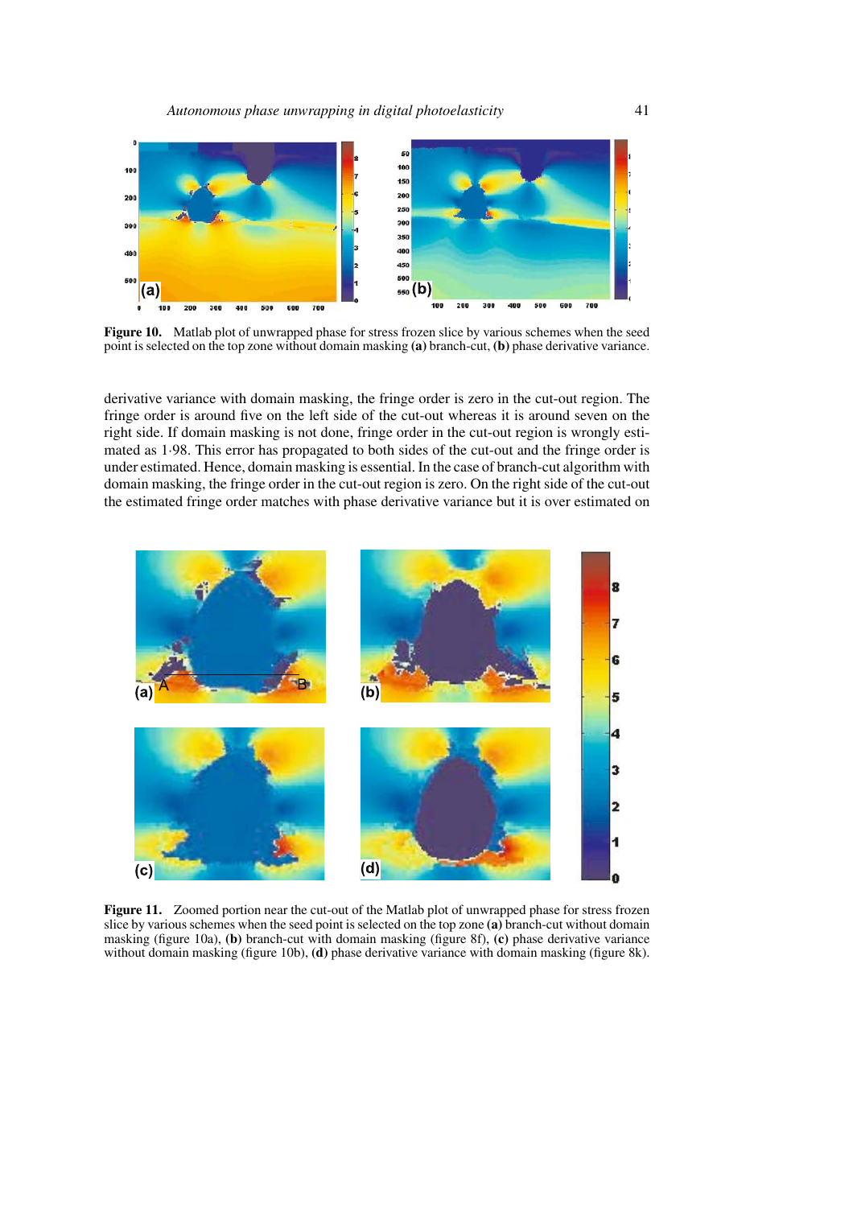**Figure 10.** Matlab plot of unwrapped phase for stress frozen slice by various schemes when the seed point is selected on the top zone without domain masking **(a)** branch-cut, **(b)** phase derivative variance.

derivative variance with domain masking, the fringe order is zero in the cut-out region. The fringe order is around five on the left side of the cut-out whereas it is around seven on the right side. If domain masking is not done, fringe order in the cut-out region is wrongly estimated as 1·98. This error has propagated to both sides of the cut-out and the fringe order is under estimated. Hence, domain masking is essential. In the case of branch-cut algorithm with domain masking, the fringe order in the cut-out region is zero. On the right side of the cut-out the estimated fringe order matches with phase derivative variance but it is over estimated on

**Figure 11.** Zoomed portion near the cut-out of the Matlab plot of unwrapped phase for stress frozen slice by various schemes when the seed point is selected on the top zone **(a)** branch-cut without domain masking (figure 10a), **(b)** branch-cut with domain masking (figure 8f), **(c)** phase derivative variance without domain masking (figure 10b), **(d)** phase derivative variance with domain masking (figure 8k).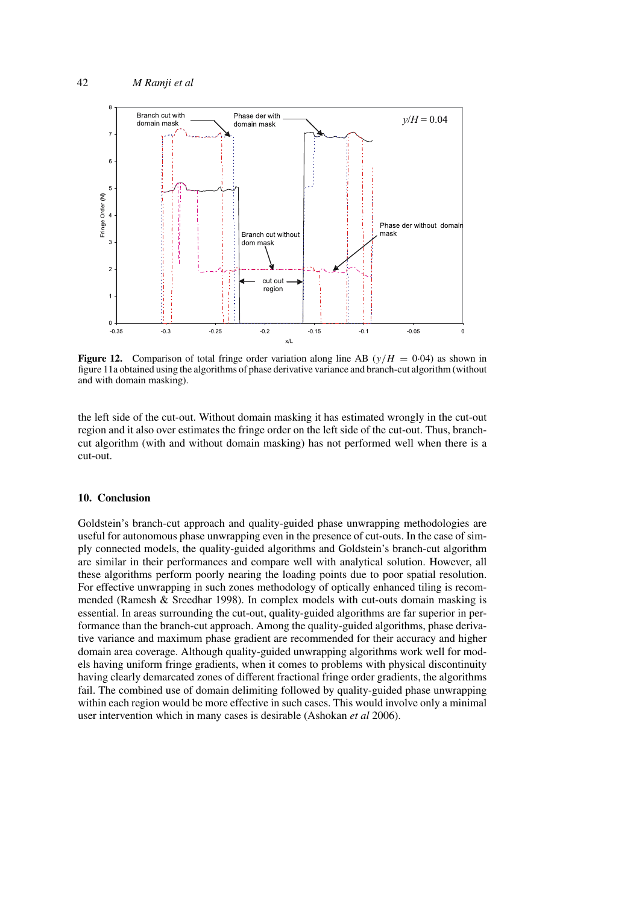**Figure 12.** Comparison of total fringe order variation along line AB ($y/H = 0{\cdot}04$) as shown in figure 11a obtained using the algorithms of phase derivative variance and branch-cut algorithm (without and with domain masking).

the left side of the cut-out. Without domain masking it has estimated wrongly in the cut-out region and it also over estimates the fringe order on the left side of the cut-out. Thus, branch-cut algorithm (with and without domain masking) has not performed well when there is a cut-out.

## 10. Conclusion

Goldstein's branch-cut approach and quality-guided phase unwrapping methodologies are useful for autonomous phase unwrapping even in the presence of cut-outs. In the case of simply connected models, the quality-guided algorithms and Goldstein's branch-cut algorithm are similar in their performances and compare well with analytical solution. However, all these algorithms perform poorly nearing the loading points due to poor spatial resolution. For effective unwrapping in such zones methodology of optically enhanced tiling is recommended (Ramesh & Sreedhar 1998). In complex models with cut-outs domain masking is essential. In areas surrounding the cut-out, quality-guided algorithms are far superior in performance than the branch-cut approach. Among the quality-guided algorithms, phase derivative variance and maximum phase gradient are recommended for their accuracy and higher domain area coverage. Although quality-guided unwrapping algorithms work well for models having uniform fringe gradients, when it comes to problems with physical discontinuity having clearly demarcated zones of different fractional fringe order gradients, the algorithms fail. The combined use of domain delimiting followed by quality-guided phase unwrapping within each region would be more effective in such cases. This would involve only a minimal user intervention which in many cases is desirable (Ashokan *et al* 2006).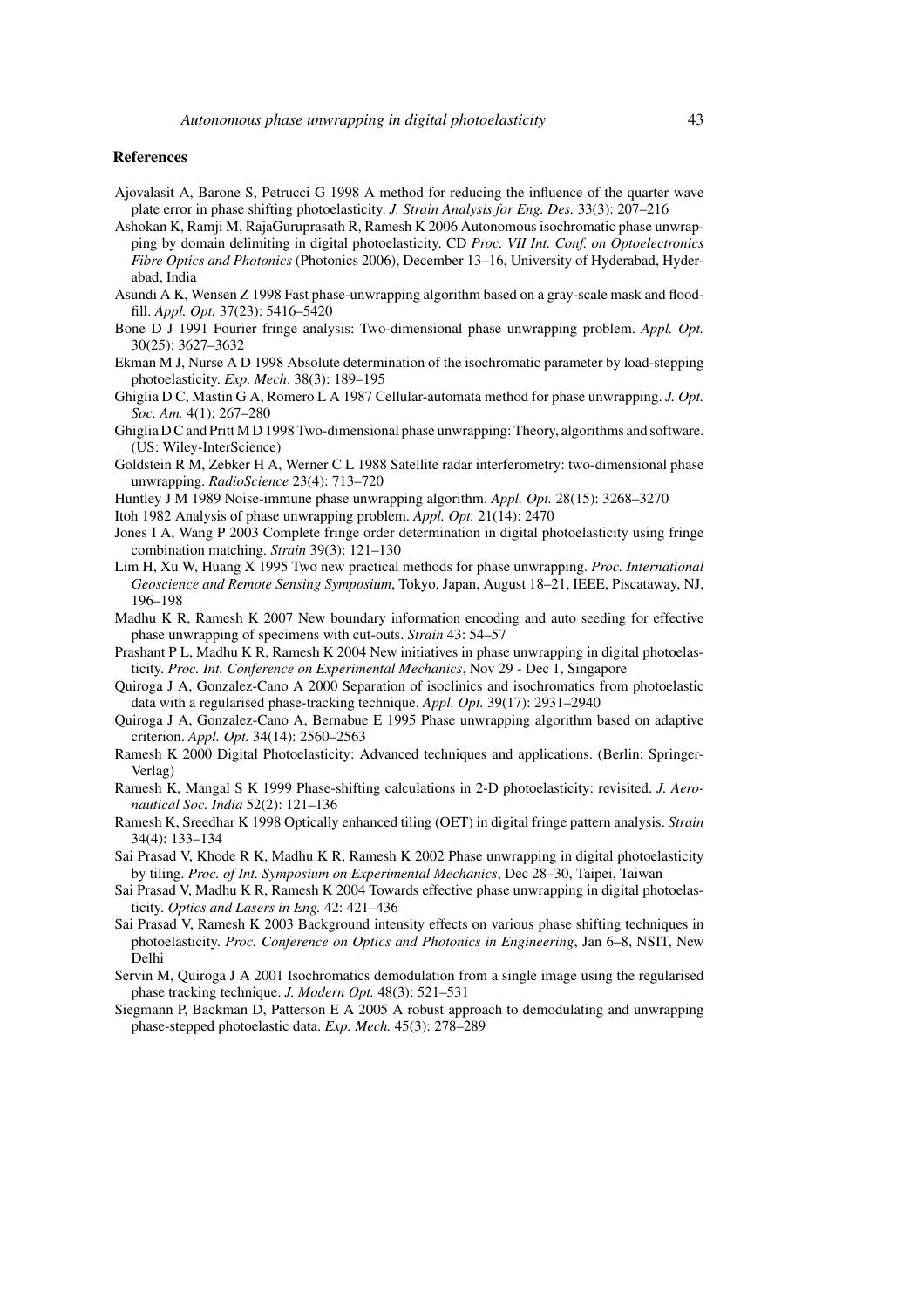## References

Ajovalasit A, Barone S, Petrucci G 1998 A method for reducing the influence of the quarter wave plate error in phase shifting photoelasticity. *J. Strain Analysis for Eng. Des.* 33(3): 207–216

Ashokan K, Ramji M, RajaGuruprasath R, Ramesh K 2006 Autonomous isochromatic phase unwrapping by domain delimiting in digital photoelasticity. CD *Proc. VII Int. Conf. on Optoelectronics Fibre Optics and Photonics* (Photonics 2006), December 13–16, University of Hyderabad, Hyderabad, India

Asundi A K, Wensen Z 1998 Fast phase-unwrapping algorithm based on a gray-scale mask and flood-fill. *Appl. Opt.* 37(23): 5416–5420

Bone D J 1991 Fourier fringe analysis: Two-dimensional phase unwrapping problem. *Appl. Opt.* 30(25): 3627–3632

Ekman M J, Nurse A D 1998 Absolute determination of the isochromatic parameter by load-stepping photoelasticity. *Exp. Mech*. 38(3): 189–195

Ghiglia D C, Mastin G A, Romero L A 1987 Cellular-automata method for phase unwrapping. *J. Opt. Soc. Am.* 4(1): 267–280

Ghiglia D C and Pritt M D 1998 Two-dimensional phase unwrapping: Theory, algorithms and software. (US: Wiley-InterScience)

Goldstein R M, Zebker H A, Werner C L 1988 Satellite radar interferometry: two-dimensional phase unwrapping. *RadioScience* 23(4): 713–720

Huntley J M 1989 Noise-immune phase unwrapping algorithm. *Appl. Opt.* 28(15): 3268–3270

Itoh 1982 Analysis of phase unwrapping problem. *Appl. Opt.* 21(14): 2470

Jones I A, Wang P 2003 Complete fringe order determination in digital photoelasticity using fringe combination matching. *Strain* 39(3): 121–130

Lim H, Xu W, Huang X 1995 Two new practical methods for phase unwrapping. *Proc. International Geoscience and Remote Sensing Symposium*, Tokyo, Japan, August 18–21, IEEE, Piscataway, NJ, 196–198

Madhu K R, Ramesh K 2007 New boundary information encoding and auto seeding for effective phase unwrapping of specimens with cut-outs. *Strain* 43: 54–57

Prashant P L, Madhu K R, Ramesh K 2004 New initiatives in phase unwrapping in digital photoelasticity. *Proc. Int. Conference on Experimental Mechanics*, Nov 29 - Dec 1, Singapore

Quiroga J A, Gonzalez-Cano A 2000 Separation of isoclinics and isochromatics from photoelastic data with a regularised phase-tracking technique. *Appl. Opt.* 39(17): 2931–2940

Quiroga J A, Gonzalez-Cano A, Bernabue E 1995 Phase unwrapping algorithm based on adaptive criterion. *Appl. Opt.* 34(14): 2560–2563

Ramesh K 2000 Digital Photoelasticity: Advanced techniques and applications. (Berlin: Springer-Verlag)

Ramesh K, Mangal S K 1999 Phase-shifting calculations in 2-D photoelasticity: revisited. *J. Aeronautical Soc. India* 52(2): 121–136

Ramesh K, Sreedhar K 1998 Optically enhanced tiling (OET) in digital fringe pattern analysis. *Strain* 34(4): 133–134

Sai Prasad V, Khode R K, Madhu K R, Ramesh K 2002 Phase unwrapping in digital photoelasticity by tiling. *Proc. of Int. Symposium on Experimental Mechanics*, Dec 28–30, Taipei, Taiwan

Sai Prasad V, Madhu K R, Ramesh K 2004 Towards effective phase unwrapping in digital photoelasticity. *Optics and Lasers in Eng.* 42: 421–436

Sai Prasad V, Ramesh K 2003 Background intensity effects on various phase shifting techniques in photoelasticity. *Proc. Conference on Optics and Photonics in Engineering*, Jan 6–8, NSIT, New Delhi

Servin M, Quiroga J A 2001 Isochromatics demodulation from a single image using the regularised phase tracking technique. *J. Modern Opt.* 48(3): 521–531

Siegmann P, Backman D, Patterson E A 2005 A robust approach to demodulating and unwrapping phase-stepped photoelastic data. *Exp. Mech.* 45(3): 278–289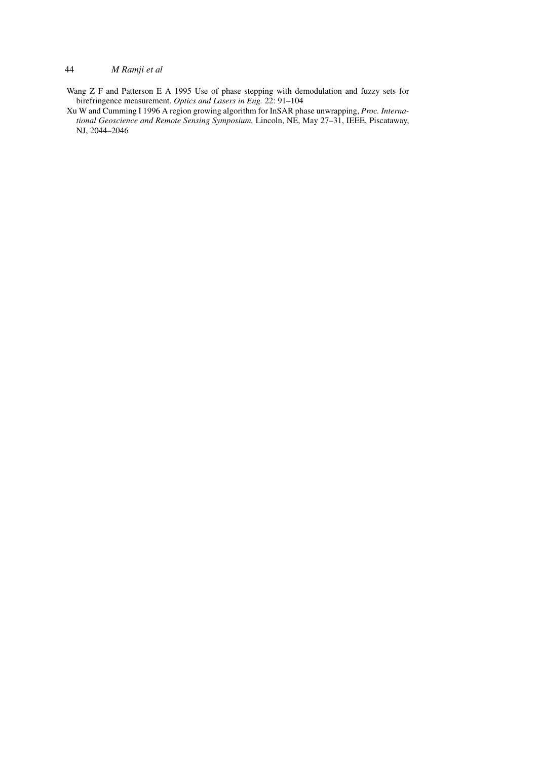Wang Z F and Patterson E A 1995 Use of phase stepping with demodulation and fuzzy sets for birefringence measurement. *Optics and Lasers in Eng.* 22: 91–104

Xu W and Cumming I 1996 A region growing algorithm for InSAR phase unwrapping, *Proc. International Geoscience and Remote Sensing Symposium,* Lincoln, NE, May 27–31, IEEE, Piscataway, NJ, 2044–2046